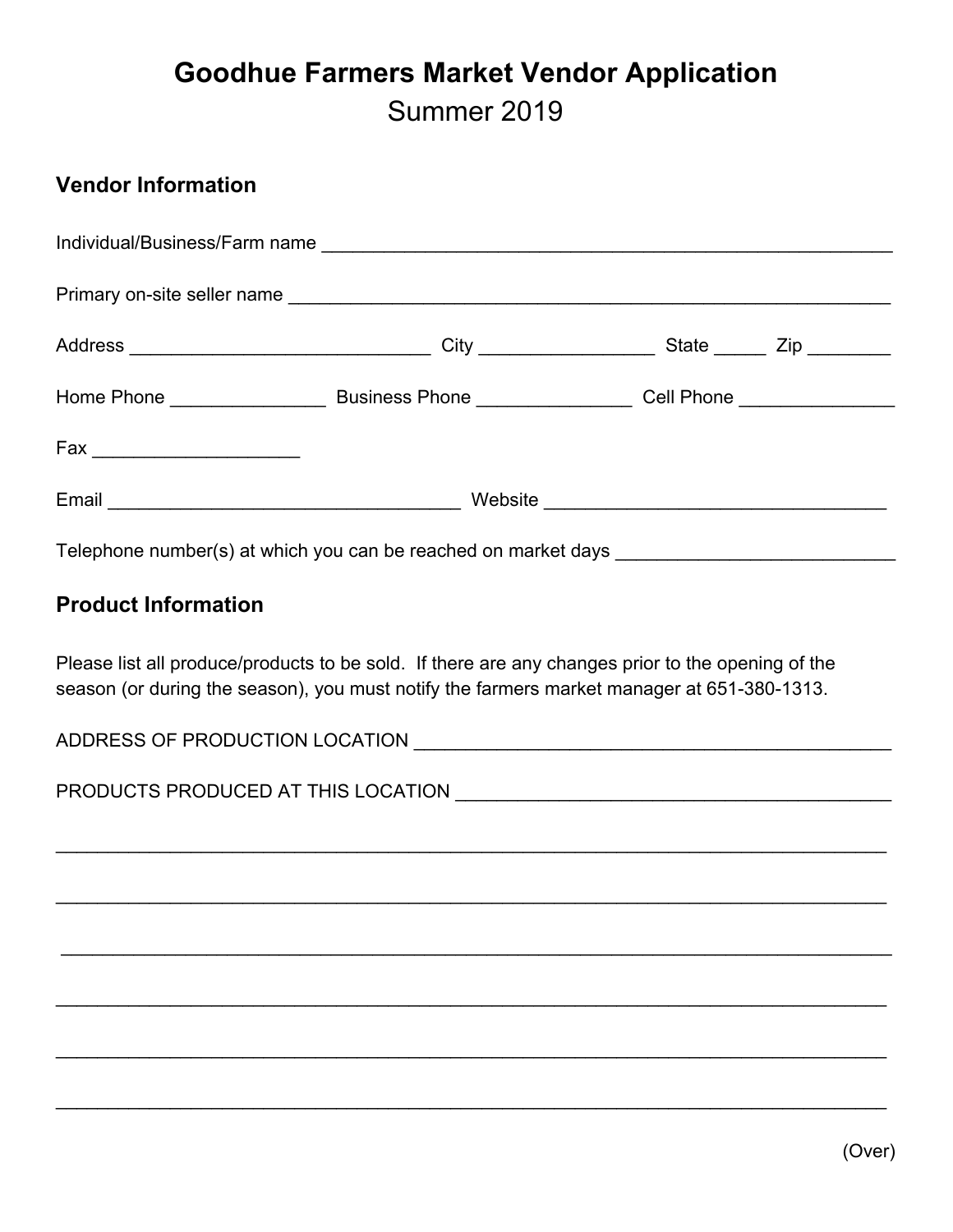# Goodhue Farmers Market Vendor Application

Summer 2019

## Vendor Information

Individual/Business/Farm name ________________________________________________________

Primary on-site seller name ____________________________________________________________

Address ______________________________ City _________________ State _____ Zip ________

Home Phone _______________ Business Phone _______________ Cell Phone _______________

Fax ____________________

Email ___________________________________ Website __________________________________

Telephone number(s) at which you can be reached on market days ____________________________

## Product Information

Please list all produce/products to be sold. If there are any changes prior to the opening of the season (or during the season), you must notify the farmers market manager at 651-380-1313.

ADDRESS OF PRODUCTION LOCATION ________________________________________________

PRODUCTS PRODUCED AT THIS LOCATION ___________________________________________

_______________________________________________________________________________

_______________________________________________________________________________

_______________________________________________________________________________

_______________________________________________________________________________

_______________________________________________________________________________

_______________________________________________________________________________

(Over)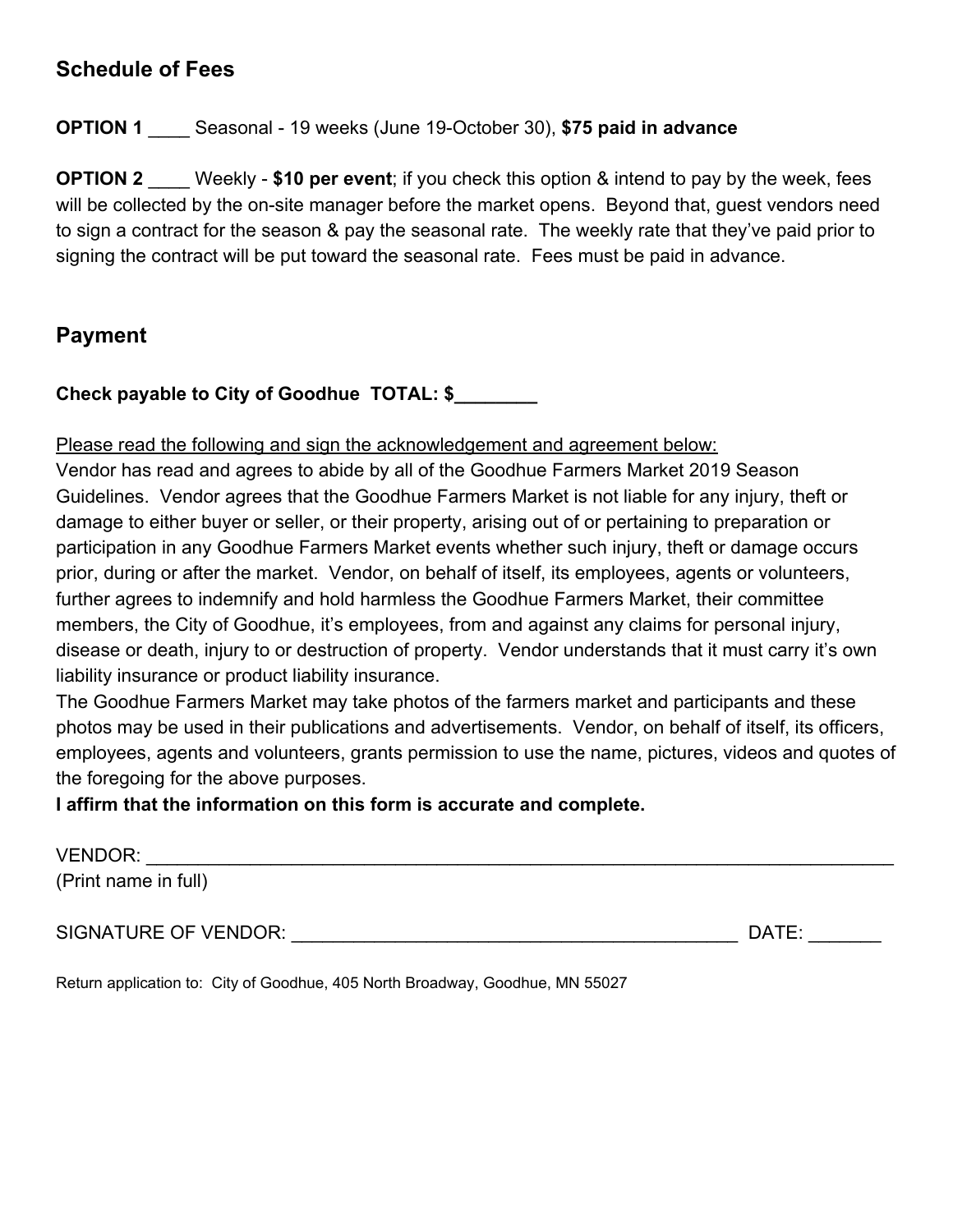## Schedule of Fees

**OPTION 1** ____ Seasonal - 19 weeks (June 19-October 30), **$75 paid in advance**

**OPTION 2** ____ Weekly - **$10 per event**; if you check this option & intend to pay by the week, fees will be collected by the on-site manager before the market opens. Beyond that, guest vendors need to sign a contract for the season & pay the seasonal rate. The weekly rate that they've paid prior to signing the contract will be put toward the seasonal rate. Fees must be paid in advance.

## Payment

**Check payable to City of Goodhue TOTAL: $________**

<u>Please read the following and sign the acknowledgement and agreement below:</u>

Vendor has read and agrees to abide by all of the Goodhue Farmers Market 2019 Season Guidelines. Vendor agrees that the Goodhue Farmers Market is not liable for any injury, theft or damage to either buyer or seller, or their property, arising out of or pertaining to preparation or participation in any Goodhue Farmers Market events whether such injury, theft or damage occurs prior, during or after the market. Vendor, on behalf of itself, its employees, agents or volunteers, further agrees to indemnify and hold harmless the Goodhue Farmers Market, their committee members, the City of Goodhue, it's employees, from and against any claims for personal injury, disease or death, injury to or destruction of property. Vendor understands that it must carry it's own liability insurance or product liability insurance.

The Goodhue Farmers Market may take photos of the farmers market and participants and these photos may be used in their publications and advertisements. Vendor, on behalf of itself, its officers, employees, agents and volunteers, grants permission to use the name, pictures, videos and quotes of the foregoing for the above purposes.

**I affirm that the information on this form is accurate and complete.**

VENDOR: ______________________________________________________________________________

(Print name in full)

SIGNATURE OF VENDOR: ____________________________________________ DATE: _______

Return application to: City of Goodhue, 405 North Broadway, Goodhue, MN 55027